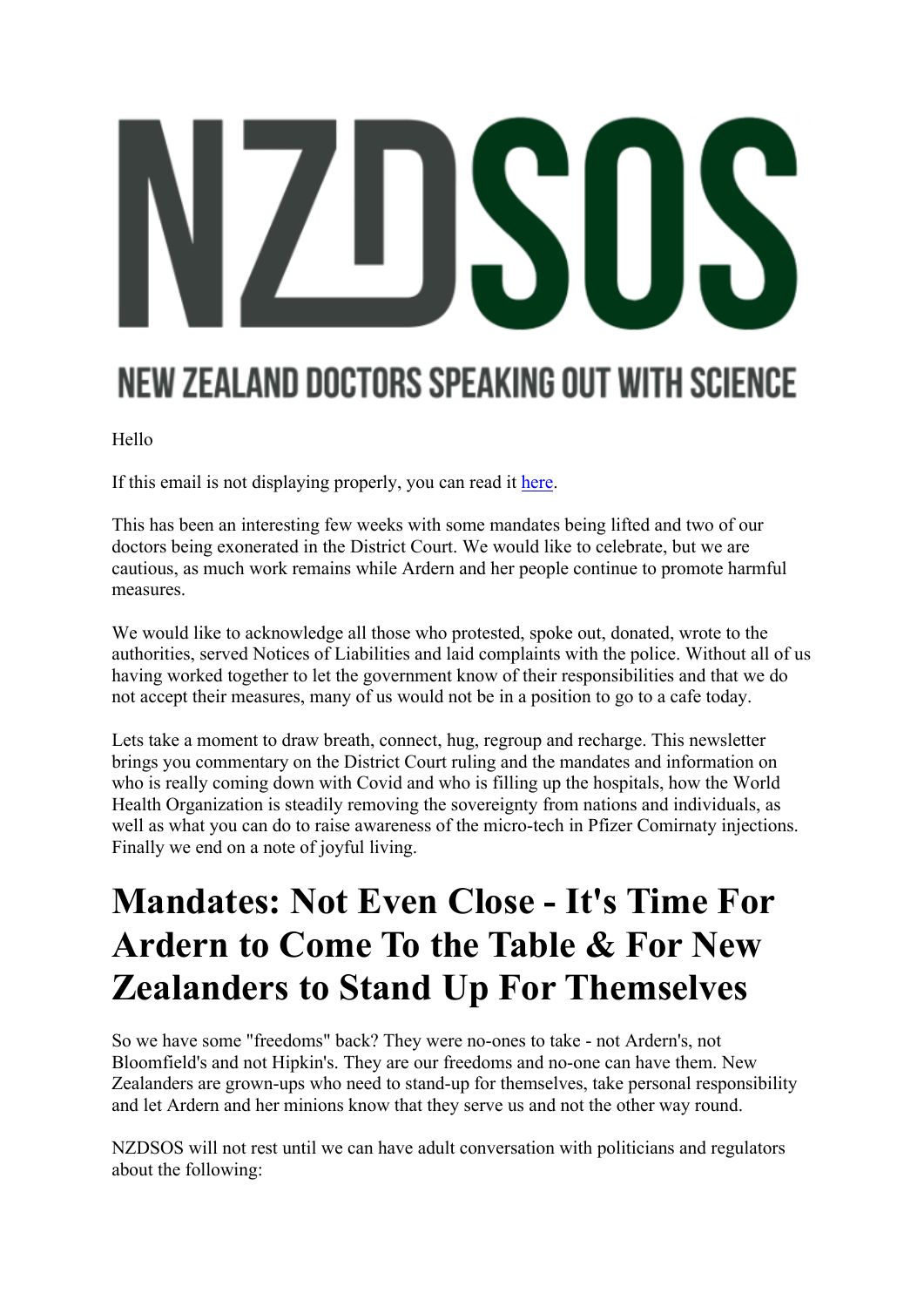# NZDSOS

NEW ZEALAND DOCTORS SPEAKING OUT WITH SCIENCE

Hello

If this email is not displaying properly, you can read it here.

This has been an interesting few weeks with some mandates being lifted and two of our doctors being exonerated in the District Court. We would like to celebrate, but we are cautious, as much work remains while Ardern and her people continue to promote harmful measures.

We would like to acknowledge all those who protested, spoke out, donated, wrote to the authorities, served Notices of Liabilities and laid complaints with the police. Without all of us having worked together to let the government know of their responsibilities and that we do not accept their measures, many of us would not be in a position to go to a cafe today.

Lets take a moment to draw breath, connect, hug, regroup and recharge. This newsletter brings you commentary on the District Court ruling and the mandates and information on who is really coming down with Covid and who is filling up the hospitals, how the World Health Organization is steadily removing the sovereignty from nations and individuals, as well as what you can do to raise awareness of the micro-tech in Pfizer Comirnaty injections. Finally we end on a note of joyful living.

# Mandates: Not Even Close - It's Time For Ardern to Come To the Table & For New Zealanders to Stand Up For Themselves

So we have some "freedoms" back? They were no-ones to take - not Ardern's, not Bloomfield's and not Hipkin's. They are our freedoms and no-one can have them. New Zealanders are grown-ups who need to stand-up for themselves, take personal responsibility and let Ardern and her minions know that they serve us and not the other way round.

NZDSOS will not rest until we can have adult conversation with politicians and regulators about the following: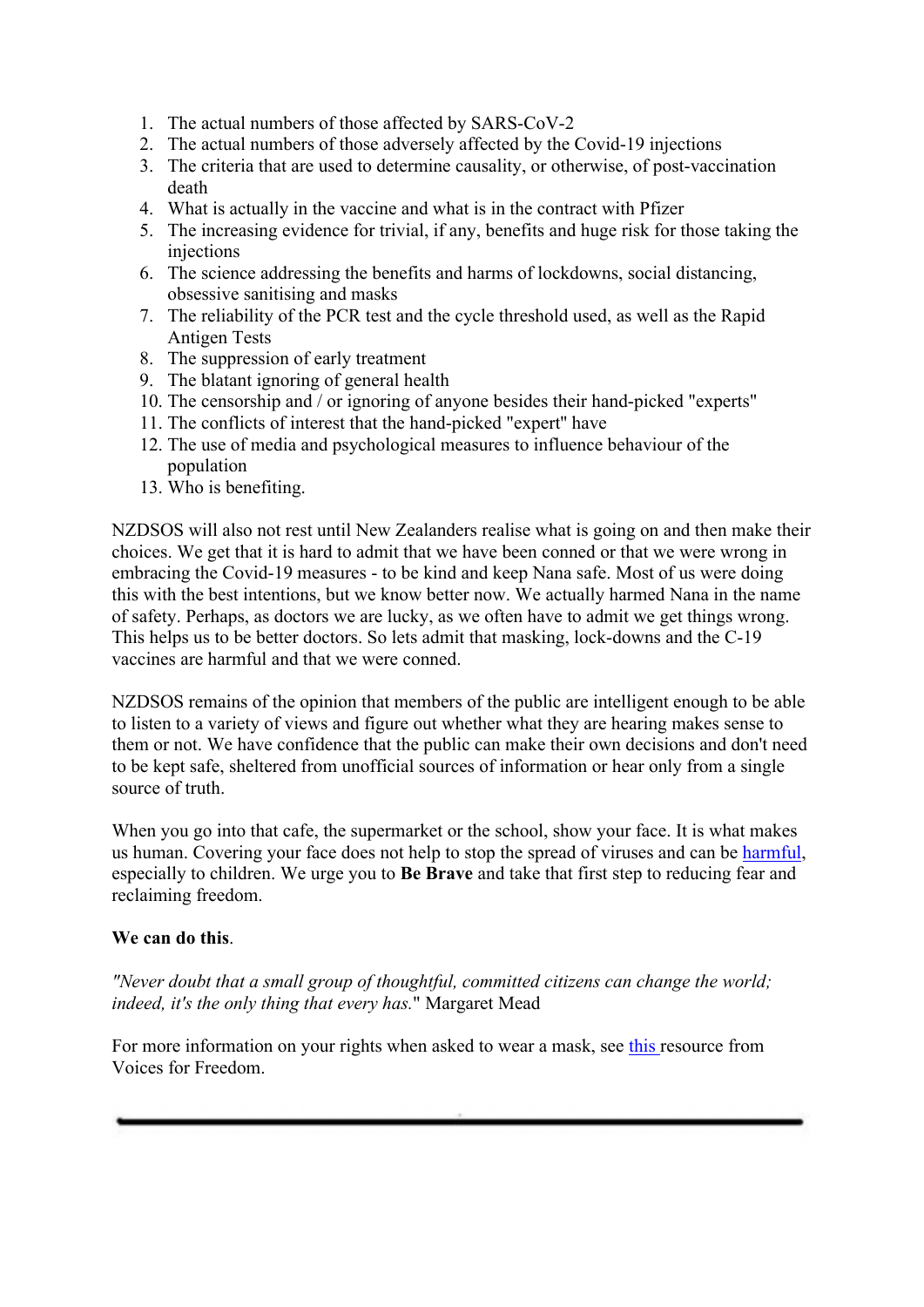1. The actual numbers of those affected by SARS-CoV-2
2. The actual numbers of those adversely affected by the Covid-19 injections
3. The criteria that are used to determine causality, or otherwise, of post-vaccination death
4. What is actually in the vaccine and what is in the contract with Pfizer
5. The increasing evidence for trivial, if any, benefits and huge risk for those taking the injections
6. The science addressing the benefits and harms of lockdowns, social distancing, obsessive sanitising and masks
7. The reliability of the PCR test and the cycle threshold used, as well as the Rapid Antigen Tests
8. The suppression of early treatment
9. The blatant ignoring of general health
10. The censorship and / or ignoring of anyone besides their hand-picked "experts"
11. The conflicts of interest that the hand-picked "expert" have
12. The use of media and psychological measures to influence behaviour of the population
13. Who is benefiting.

NZDSOS will also not rest until New Zealanders realise what is going on and then make their choices. We get that it is hard to admit that we have been conned or that we were wrong in embracing the Covid-19 measures - to be kind and keep Nana safe. Most of us were doing this with the best intentions, but we know better now. We actually harmed Nana in the name of safety. Perhaps, as doctors we are lucky, as we often have to admit we get things wrong. This helps us to be better doctors. So lets admit that masking, lock-downs and the C-19 vaccines are harmful and that we were conned.

NZDSOS remains of the opinion that members of the public are intelligent enough to be able to listen to a variety of views and figure out whether what they are hearing makes sense to them or not. We have confidence that the public can make their own decisions and don't need to be kept safe, sheltered from unofficial sources of information or hear only from a single source of truth.

When you go into that cafe, the supermarket or the school, show your face. It is what makes us human. Covering your face does not help to stop the spread of viruses and can be harmful, especially to children. We urge you to **Be Brave** and take that first step to reducing fear and reclaiming freedom.

**We can do this**.

*"Never doubt that a small group of thoughtful, committed citizens can change the world; indeed, it's the only thing that every has.*" Margaret Mead

For more information on your rights when asked to wear a mask, see this resource from Voices for Freedom.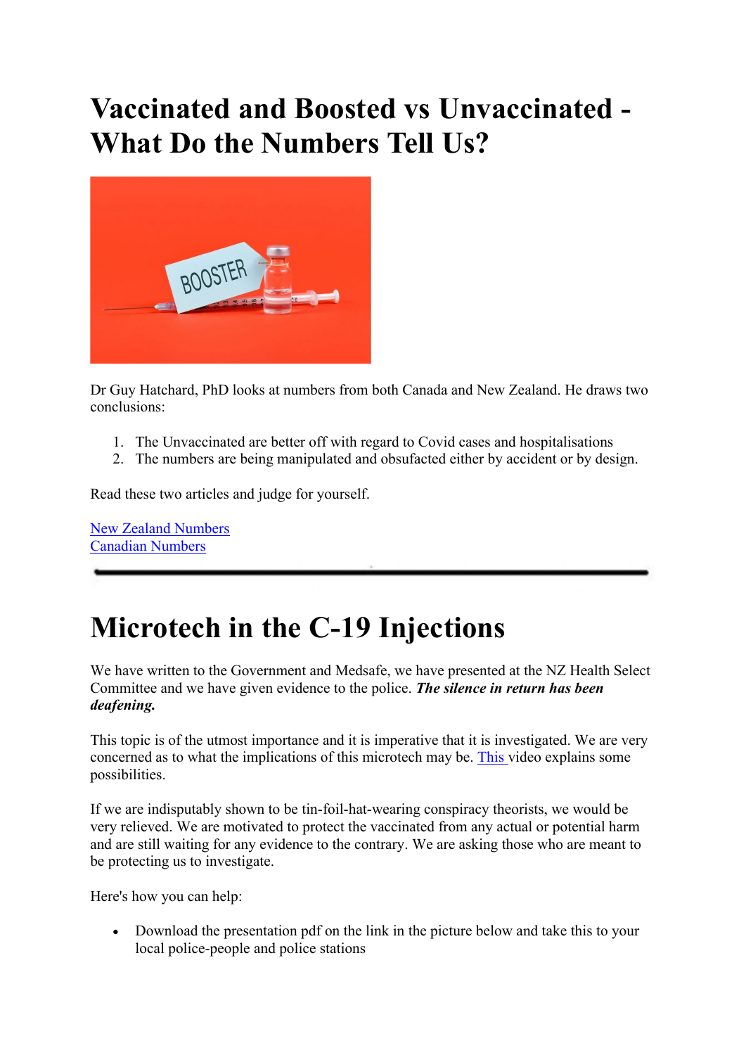# Vaccinated and Boosted vs Unvaccinated - What Do the Numbers Tell Us?

Dr Guy Hatchard, PhD looks at numbers from both Canada and New Zealand. He draws two conclusions:

1. The Unvaccinated are better off with regard to Covid cases and hospitalisations
2. The numbers are being manipulated and obsufacted either by accident or by design.

Read these two articles and judge for yourself.

New Zealand Numbers
Canadian Numbers

---

# Microtech in the C-19 Injections

We have written to the Government and Medsafe, we have presented at the NZ Health Select Committee and we have given evidence to the police. ***The silence in return has been deafening.***

This topic is of the utmost importance and it is imperative that it is investigated. We are very concerned as to what the implications of this microtech may be. This video explains some possibilities.

If we are indisputably shown to be tin-foil-hat-wearing conspiracy theorists, we would be very relieved. We are motivated to protect the vaccinated from any actual or potential harm and are still waiting for any evidence to the contrary. We are asking those who are meant to be protecting us to investigate.

Here's how you can help:

- Download the presentation pdf on the link in the picture below and take this to your local police-people and police stations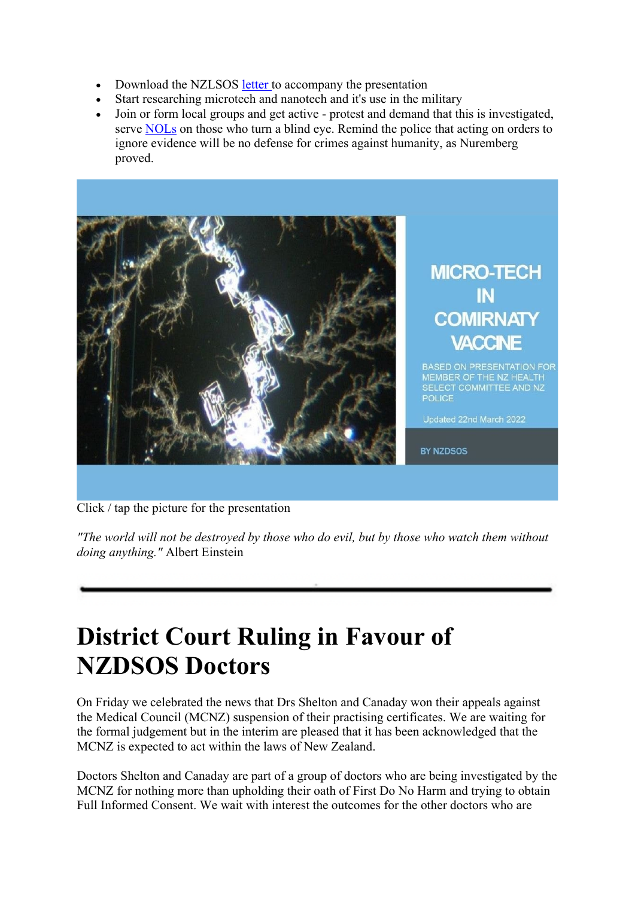- Download the NZLSOS letter to accompany the presentation
- Start researching microtech and nanotech and it's use in the military
- Join or form local groups and get active - protest and demand that this is investigated, serve NOLs on those who turn a blind eye. Remind the police that acting on orders to ignore evidence will be no defense for crimes against humanity, as Nuremberg proved.

MICRO-TECH IN COMIRNATY VACCINE

BASED ON PRESENTATION FOR MEMBER OF THE NZ HEALTH SELECT COMMITTEE AND NZ POLICE

Updated 22nd March 2022

BY NZDSOS

Click / tap the picture for the presentation

*"The world will not be destroyed by those who do evil, but by those who watch them without doing anything."* Albert Einstein

---

# District Court Ruling in Favour of NZDSOS Doctors

On Friday we celebrated the news that Drs Shelton and Canaday won their appeals against the Medical Council (MCNZ) suspension of their practising certificates. We are waiting for the formal judgement but in the interim are pleased that it has been acknowledged that the MCNZ is expected to act within the laws of New Zealand.

Doctors Shelton and Canaday are part of a group of doctors who are being investigated by the MCNZ for nothing more than upholding their oath of First Do No Harm and trying to obtain Full Informed Consent. We wait with interest the outcomes for the other doctors who are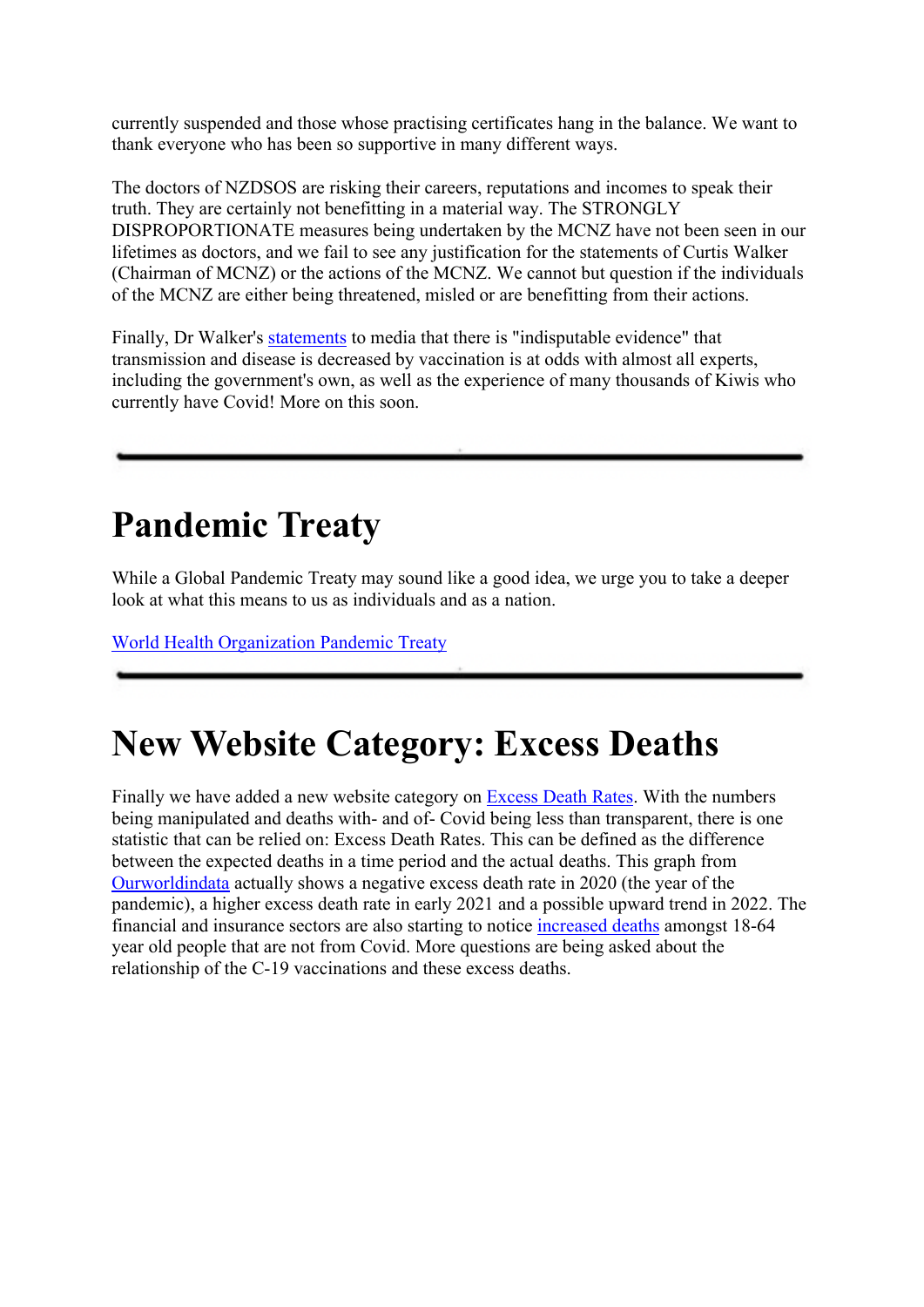currently suspended and those whose practising certificates hang in the balance. We want to thank everyone who has been so supportive in many different ways.

The doctors of NZDSOS are risking their careers, reputations and incomes to speak their truth. They are certainly not benefitting in a material way. The STRONGLY DISPROPORTIONATE measures being undertaken by the MCNZ have not been seen in our lifetimes as doctors, and we fail to see any justification for the statements of Curtis Walker (Chairman of MCNZ) or the actions of the MCNZ. We cannot but question if the individuals of the MCNZ are either being threatened, misled or are benefitting from their actions.

Finally, Dr Walker's statements to media that there is "indisputable evidence" that transmission and disease is decreased by vaccination is at odds with almost all experts, including the government's own, as well as the experience of many thousands of Kiwis who currently have Covid! More on this soon.

---

# Pandemic Treaty

While a Global Pandemic Treaty may sound like a good idea, we urge you to take a deeper look at what this means to us as individuals and as a nation.

World Health Organization Pandemic Treaty

---

# New Website Category: Excess Deaths

Finally we have added a new website category on Excess Death Rates. With the numbers being manipulated and deaths with- and of- Covid being less than transparent, there is one statistic that can be relied on: Excess Death Rates. This can be defined as the difference between the expected deaths in a time period and the actual deaths. This graph from Ourworldindata actually shows a negative excess death rate in 2020 (the year of the pandemic), a higher excess death rate in early 2021 and a possible upward trend in 2022. The financial and insurance sectors are also starting to notice increased deaths amongst 18-64 year old people that are not from Covid. More questions are being asked about the relationship of the C-19 vaccinations and these excess deaths.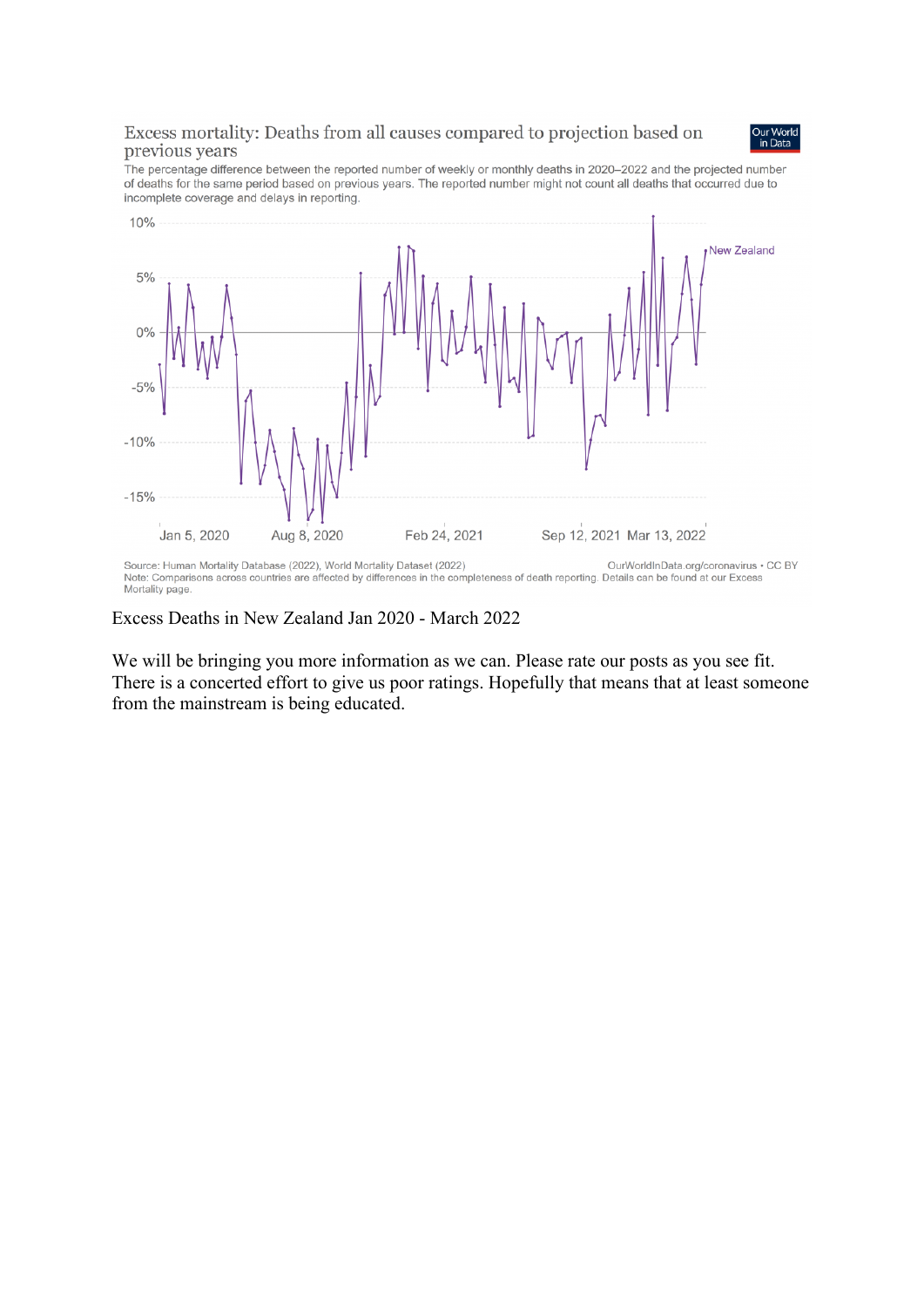Excess mortality: Deaths from all causes compared to projection based on previous years

Our World in Data

The percentage difference between the reported number of weekly or monthly deaths in 2020–2022 and the projected number of deaths for the same period based on previous years. The reported number might not count all deaths that occurred due to incomplete coverage and delays in reporting.

10%

5%

0%

-5%

-10%

-15%

New Zealand

Jan 5, 2020

Aug 8, 2020

Feb 24, 2021

Sep 12, 2021

Mar 13, 2022

Source: Human Mortality Database (2022), World Mortality Dataset (2022)

OurWorldInData.org/coronavirus • CC BY

Note: Comparisons across countries are affected by differences in the completeness of death reporting. Details can be found at our Excess Mortality page.

Excess Deaths in New Zealand Jan 2020 - March 2022

We will be bringing you more information as we can. Please rate our posts as you see fit. There is a concerted effort to give us poor ratings. Hopefully that means that at least someone from the mainstream is being educated.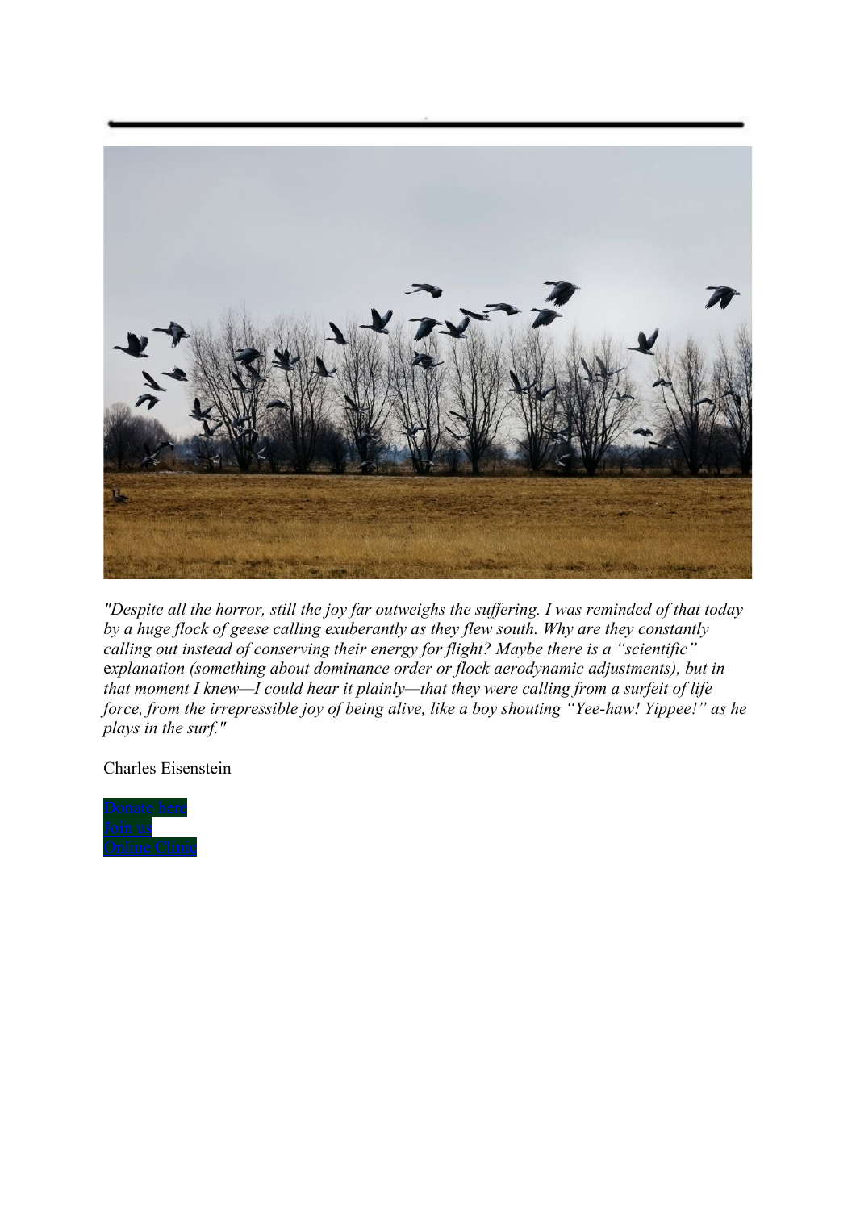*"Despite all the horror, still the joy far outweighs the suffering. I was reminded of that today by a huge flock of geese calling exuberantly as they flew south. Why are they constantly calling out instead of conserving their energy for flight? Maybe there is a "scientific" explanation (something about dominance order or flock aerodynamic adjustments), but in that moment I knew—I could hear it plainly—that they were calling from a surfeit of life force, from the irrepressible joy of being alive, like a boy shouting "Yee-haw! Yippee!" as he plays in the surf."*

Charles Eisenstein

Donate here
Join us
Online Clinic